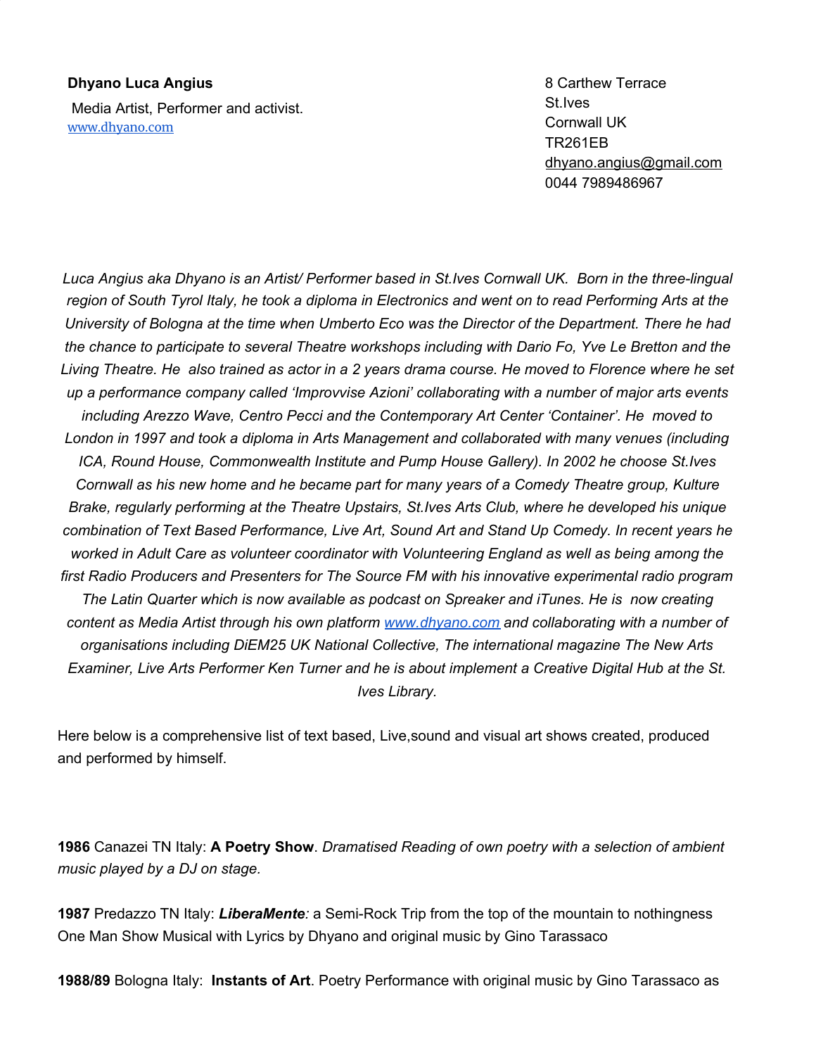**Dhyano Luca Angius**

Media Artist, Performer and activist.
[www.dhyano.com](http://www.dhyano.com)

8 Carthew Terrace
St.Ives
Cornwall UK
TR261EB
dhyano.angius@gmail.com
0044 7989486967

*Luca Angius aka Dhyano is an Artist/ Performer based in St.Ives Cornwall UK. Born in the three-lingual region of South Tyrol Italy, he took a diploma in Electronics and went on to read Performing Arts at the University of Bologna at the time when Umberto Eco was the Director of the Department. There he had the chance to participate to several Theatre workshops including with Dario Fo, Yve Le Bretton and the Living Theatre. He also trained as actor in a 2 years drama course. He moved to Florence where he set up a performance company called 'Improvvise Azioni' collaborating with a number of major arts events including Arezzo Wave, Centro Pecci and the Contemporary Art Center 'Container'. He moved to London in 1997 and took a diploma in Arts Management and collaborated with many venues (including ICA, Round House, Commonwealth Institute and Pump House Gallery). In 2002 he choose St.Ives Cornwall as his new home and he became part for many years of a Comedy Theatre group, Kulture Brake, regularly performing at the Theatre Upstairs, St.Ives Arts Club, where he developed his unique combination of Text Based Performance, Live Art, Sound Art and Stand Up Comedy. In recent years he worked in Adult Care as volunteer coordinator with Volunteering England as well as being among the first Radio Producers and Presenters for The Source FM with his innovative experimental radio program The Latin Quarter which is now available as podcast on Spreaker and iTunes. He is now creating content as Media Artist through his own platform [www.dhyano.com](http://www.dhyano.com) and collaborating with a number of organisations including DiEM25 UK National Collective, The international magazine The New Arts Examiner, Live Arts Performer Ken Turner and he is about implement a Creative Digital Hub at the St. Ives Library.*

Here below is a comprehensive list of text based, Live,sound and visual art shows created, produced and performed by himself.

**1986** Canazei TN Italy: **A Poetry Show**. *Dramatised Reading of own poetry with a selection of ambient music played by a DJ on stage.*

**1987** Predazzo TN Italy: ***LiberaMente****:* a Semi-Rock Trip from the top of the mountain to nothingness One Man Show Musical with Lyrics by Dhyano and original music by Gino Tarassaco

**1988/89** Bologna Italy: **Instants of Art**. Poetry Performance with original music by Gino Tarassaco as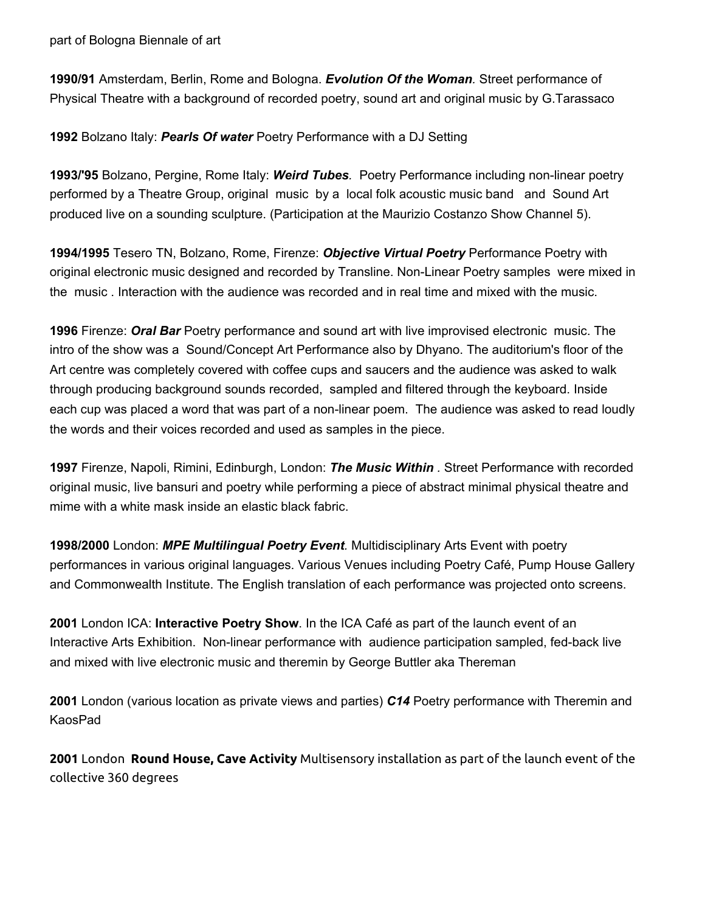part of Bologna Biennale of art

**1990/91** Amsterdam, Berlin, Rome and Bologna. ***Evolution Of the Woman**.* Street performance of Physical Theatre with a background of recorded poetry, sound art and original music by G.Tarassaco

**1992** Bolzano Italy: ***Pearls Of water*** Poetry Performance with a DJ Setting

**1993/'95** Bolzano, Pergine, Rome Italy: ***Weird Tubes**.* Poetry Performance including non-linear poetry performed by a Theatre Group, original music by a local folk acoustic music band and Sound Art produced live on a sounding sculpture. (Participation at the Maurizio Costanzo Show Channel 5).

**1994/1995** Tesero TN, Bolzano, Rome, Firenze: ***Objective Virtual Poetry*** Performance Poetry with original electronic music designed and recorded by Transline. Non-Linear Poetry samples were mixed in the music . Interaction with the audience was recorded and in real time and mixed with the music.

**1996** Firenze: ***Oral Bar*** Poetry performance and sound art with live improvised electronic music. The intro of the show was a Sound/Concept Art Performance also by Dhyano. The auditorium's floor of the Art centre was completely covered with coffee cups and saucers and the audience was asked to walk through producing background sounds recorded, sampled and filtered through the keyboard. Inside each cup was placed a word that was part of a non-linear poem. The audience was asked to read loudly the words and their voices recorded and used as samples in the piece.

**1997** Firenze, Napoli, Rimini, Edinburgh, London: ***The Music Within** .* Street Performance with recorded original music, live bansuri and poetry while performing a piece of abstract minimal physical theatre and mime with a white mask inside an elastic black fabric.

**1998/2000** London: ***MPE Multilingual Poetry Event**.* Multidisciplinary Arts Event with poetry performances in various original languages. Various Venues including Poetry Café, Pump House Gallery and Commonwealth Institute. The English translation of each performance was projected onto screens.

**2001** London ICA: **Interactive Poetry Show**. In the ICA Café as part of the launch event of an Interactive Arts Exhibition. Non-linear performance with audience participation sampled, fed-back live and mixed with live electronic music and theremin by George Buttler aka Thereman

**2001** London (various location as private views and parties) ***C14*** Poetry performance with Theremin and KaosPad

**2001** London **Round House, Cave Activity** Multisensory installation as part of the launch event of the collective 360 degrees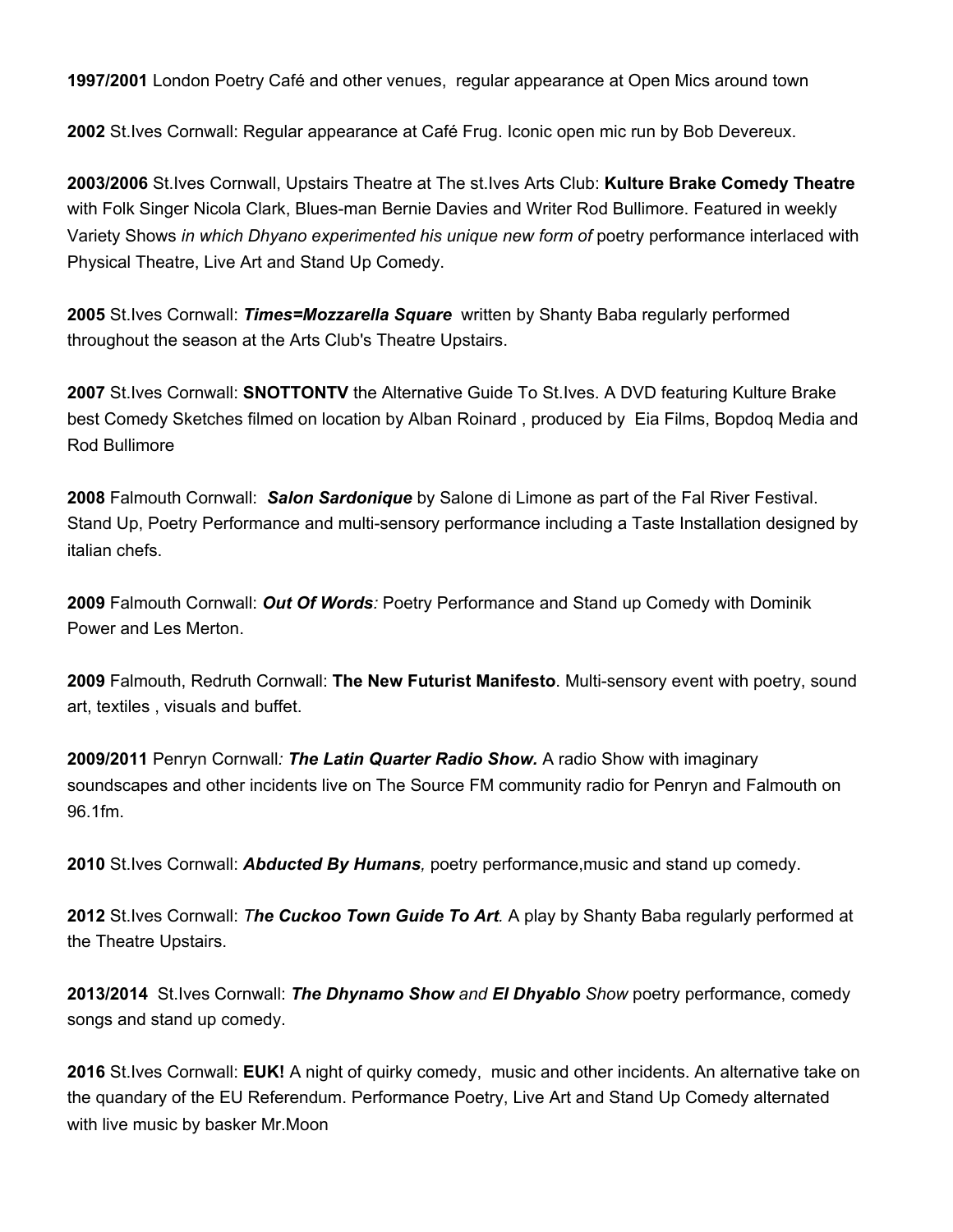**1997/2001** London Poetry Café and other venues, regular appearance at Open Mics around town

**2002** St.Ives Cornwall: Regular appearance at Café Frug. Iconic open mic run by Bob Devereux.

**2003/2006** St.Ives Cornwall, Upstairs Theatre at The st.Ives Arts Club: **Kulture Brake Comedy Theatre** with Folk Singer Nicola Clark, Blues-man Bernie Davies and Writer Rod Bullimore. Featured in weekly Variety Shows *in which Dhyano experimented his unique new form of* poetry performance interlaced with Physical Theatre, Live Art and Stand Up Comedy.

**2005** St.Ives Cornwall: ***Times=Mozzarella Square*** written by Shanty Baba regularly performed throughout the season at the Arts Club's Theatre Upstairs.

**2007** St.Ives Cornwall: **SNOTTONTV** the Alternative Guide To St.Ives. A DVD featuring Kulture Brake best Comedy Sketches filmed on location by Alban Roinard , produced by Eia Films, Bopdoq Media and Rod Bullimore

**2008** Falmouth Cornwall: ***Salon Sardonique*** by Salone di Limone as part of the Fal River Festival. Stand Up, Poetry Performance and multi-sensory performance including a Taste Installation designed by italian chefs.

**2009** Falmouth Cornwall: ***Out Of Words****:* Poetry Performance and Stand up Comedy with Dominik Power and Les Merton.

**2009** Falmouth, Redruth Cornwall: **The New Futurist Manifesto**. Multi-sensory event with poetry, sound art, textiles , visuals and buffet.

**2009/2011** Penryn Cornwall*:* ***The Latin Quarter Radio Show.*** A radio Show with imaginary soundscapes and other incidents live on The Source FM community radio for Penryn and Falmouth on 96.1fm.

**2010** St.Ives Cornwall: ***Abducted By Humans****,* poetry performance,music and stand up comedy.

**2012** St.Ives Cornwall: *T**he Cuckoo Town Guide To Art**.* A play by Shanty Baba regularly performed at the Theatre Upstairs.

**2013/2014** St.Ives Cornwall: ***The Dhynamo Show*** *and* ***El Dhyablo*** *Show* poetry performance, comedy songs and stand up comedy.

**2016** St.Ives Cornwall: **EUK!** A night of quirky comedy, music and other incidents. An alternative take on the quandary of the EU Referendum. Performance Poetry, Live Art and Stand Up Comedy alternated with live music by basker Mr.Moon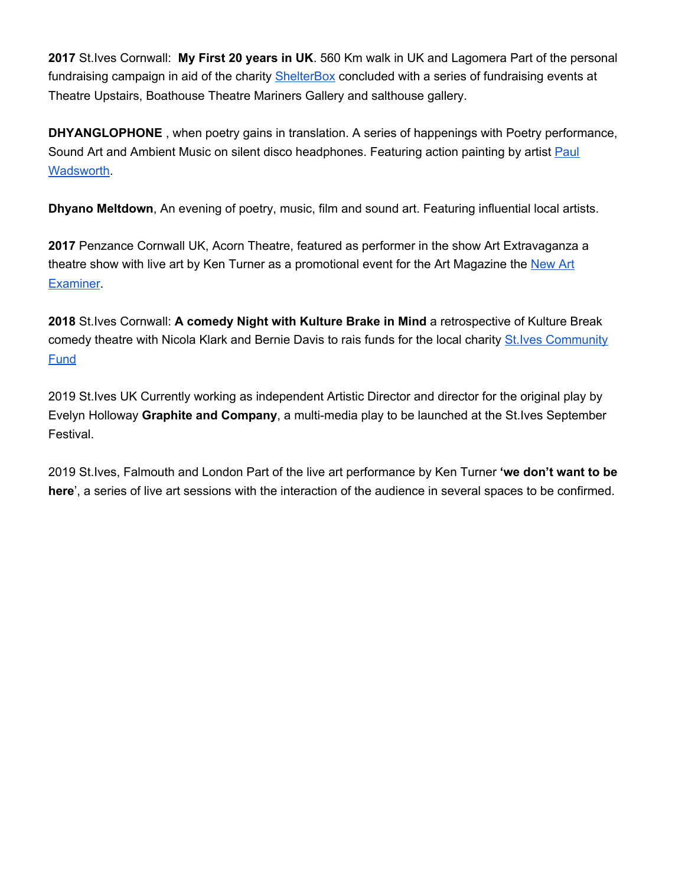**2017** St.Ives Cornwall:  **My First 20 years in UK**. 560 Km walk in UK and Lagomera Part of the personal fundraising campaign in aid of the charity ShelterBox concluded with a series of fundraising events at Theatre Upstairs, Boathouse Theatre Mariners Gallery and salthouse gallery.

**DHYANGLOPHONE** , when poetry gains in translation. A series of happenings with Poetry performance, Sound Art and Ambient Music on silent disco headphones. Featuring action painting by artist Paul Wadsworth.

**Dhyano Meltdown**, An evening of poetry, music, film and sound art. Featuring influential local artists.

**2017** Penzance Cornwall UK, Acorn Theatre, featured as performer in the show Art Extravaganza a theatre show with live art by Ken Turner as a promotional event for the Art Magazine the New Art Examiner.

**2018** St.Ives Cornwall: **A comedy Night with Kulture Brake in Mind** a retrospective of Kulture Break comedy theatre with Nicola Klark and Bernie Davis to rais funds for the local charity St.Ives Community Fund

2019 St.Ives UK Currently working as independent Artistic Director and director for the original play by Evelyn Holloway **Graphite and Company**, a multi-media play to be launched at the St.Ives September Festival.

2019 St.Ives, Falmouth and London Part of the live art performance by Ken Turner **'we don't want to be here**', a series of live art sessions with the interaction of the audience in several spaces to be confirmed.